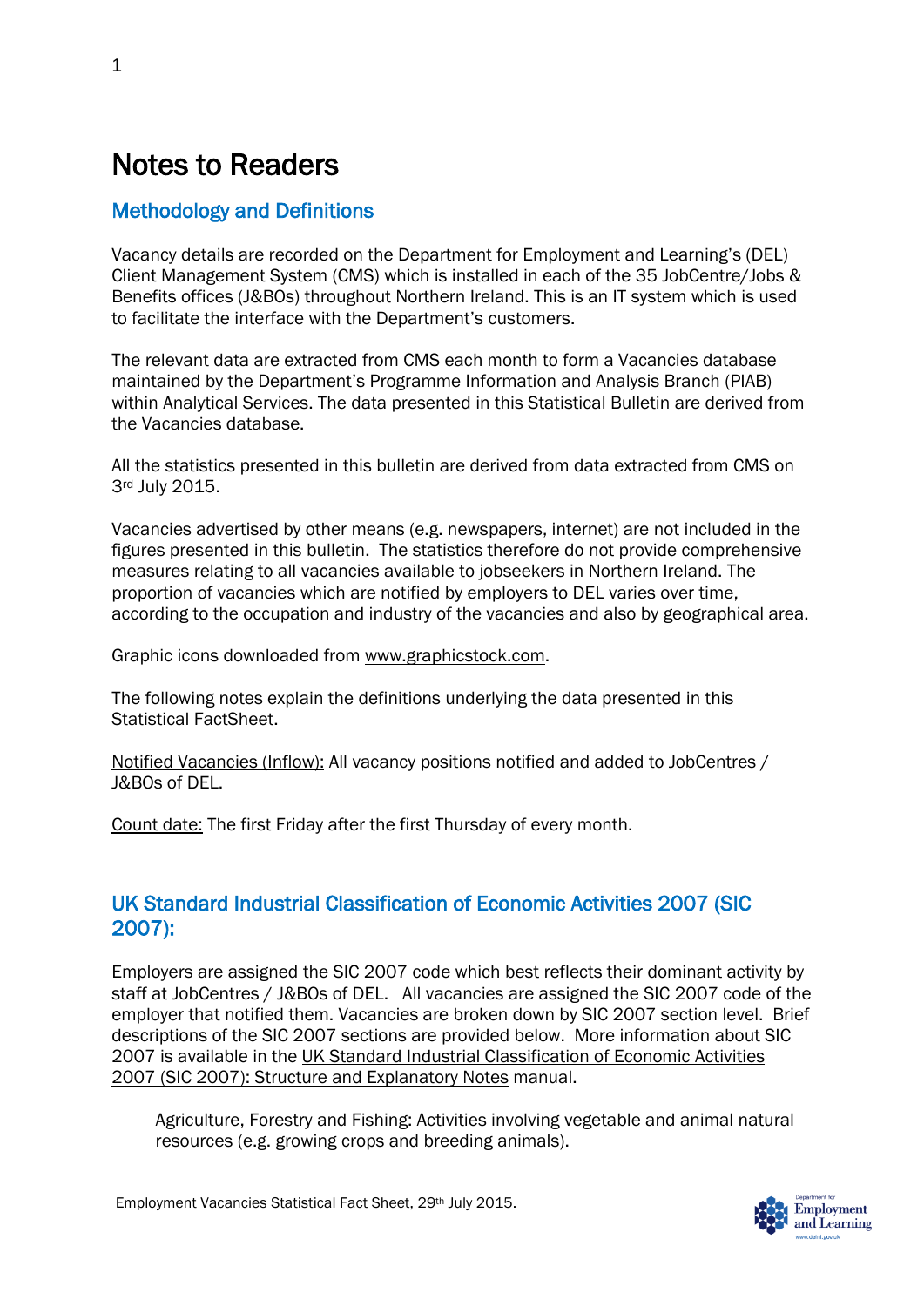# Notes to Readers

## Methodology and Definitions

Vacancy details are recorded on the Department for Employment and Learning's (DEL) Client Management System (CMS) which is installed in each of the 35 JobCentre/Jobs & Benefits offices (J&BOs) throughout Northern Ireland. This is an IT system which is used to facilitate the interface with the Department's customers.

The relevant data are extracted from CMS each month to form a Vacancies database maintained by the Department's Programme Information and Analysis Branch (PIAB) within Analytical Services. The data presented in this Statistical Bulletin are derived from the Vacancies database.

All the statistics presented in this bulletin are derived from data extracted from CMS on 3rd July 2015.

Vacancies advertised by other means (e.g. newspapers, internet) are not included in the figures presented in this bulletin. The statistics therefore do not provide comprehensive measures relating to all vacancies available to jobseekers in Northern Ireland. The proportion of vacancies which are notified by employers to DEL varies over time, according to the occupation and industry of the vacancies and also by geographical area.

Graphic icons downloaded from www.graphicstock.com.

The following notes explain the definitions underlying the data presented in this Statistical FactSheet.

Notified Vacancies (Inflow): All vacancy positions notified and added to JobCentres / J&BOs of DEL.

Count date: The first Friday after the first Thursday of every month.

## UK Standard Industrial Classification of Economic Activities 2007 (SIC 2007):

Employers are assigned the SIC 2007 code which best reflects their dominant activity by staff at JobCentres / J&BOs of DEL. All vacancies are assigned the SIC 2007 code of the employer that notified them. Vacancies are broken down by SIC 2007 section level. Brief descriptions of the SIC 2007 sections are provided below. More information about SIC 2007 is available in the UK Standard Industrial Classification of Economic Activities 2007 (SIC 2007): Structure and Explanatory Notes manual.

Agriculture, Forestry and Fishing: Activities involving vegetable and animal natural resources (e.g. growing crops and breeding animals).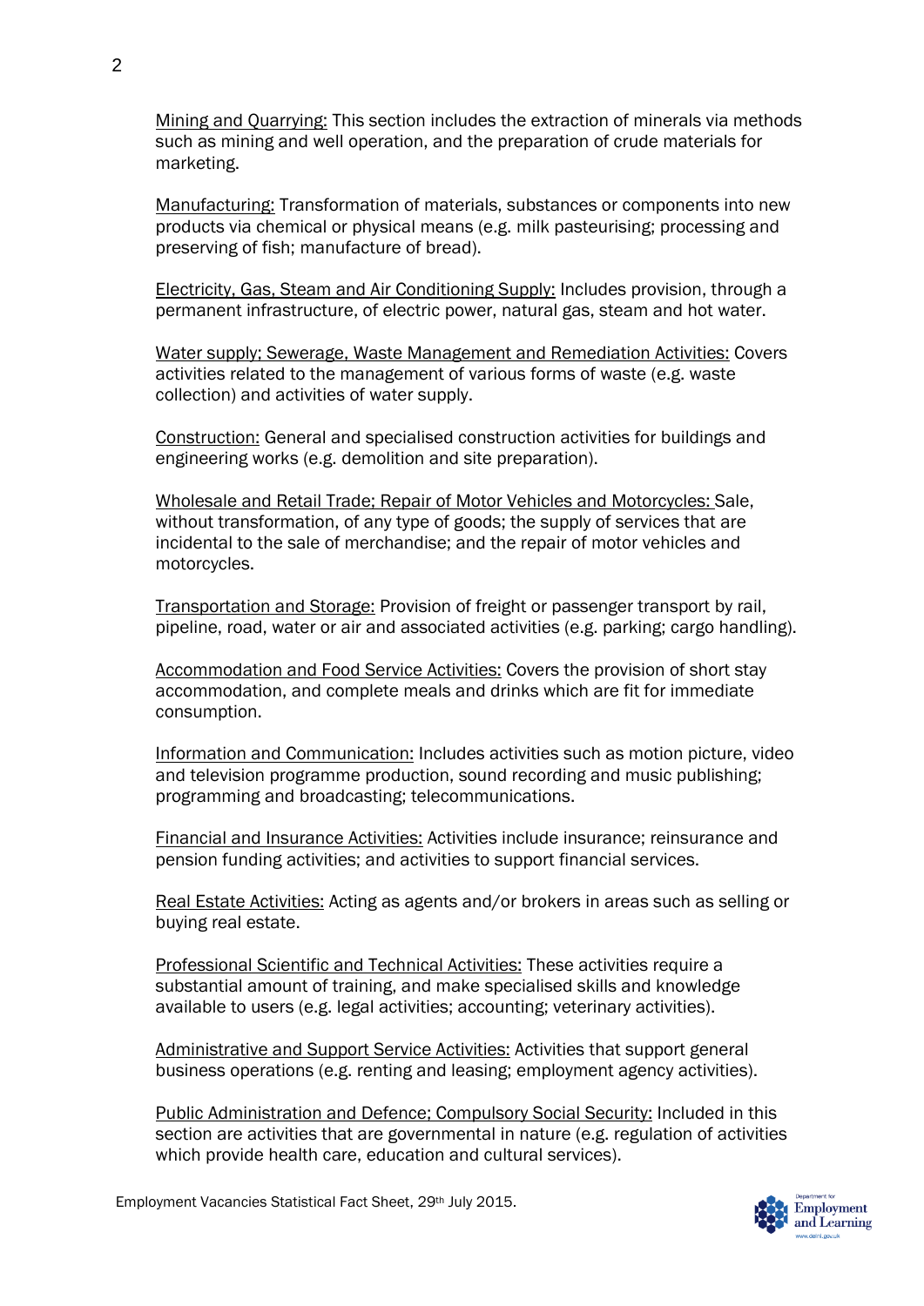Mining and Quarrying: This section includes the extraction of minerals via methods such as mining and well operation, and the preparation of crude materials for marketing.

Manufacturing: Transformation of materials, substances or components into new products via chemical or physical means (e.g. milk pasteurising; processing and preserving of fish; manufacture of bread).

Electricity, Gas, Steam and Air Conditioning Supply: Includes provision, through a permanent infrastructure, of electric power, natural gas, steam and hot water.

Water supply; Sewerage, Waste Management and Remediation Activities: Covers activities related to the management of various forms of waste (e.g. waste collection) and activities of water supply.

Construction: General and specialised construction activities for buildings and engineering works (e.g. demolition and site preparation).

Wholesale and Retail Trade; Repair of Motor Vehicles and Motorcycles: Sale, without transformation, of any type of goods; the supply of services that are incidental to the sale of merchandise; and the repair of motor vehicles and motorcycles.

Transportation and Storage: Provision of freight or passenger transport by rail, pipeline, road, water or air and associated activities (e.g. parking; cargo handling).

Accommodation and Food Service Activities: Covers the provision of short stay accommodation, and complete meals and drinks which are fit for immediate consumption.

Information and Communication: Includes activities such as motion picture, video and television programme production, sound recording and music publishing; programming and broadcasting; telecommunications.

Financial and Insurance Activities: Activities include insurance; reinsurance and pension funding activities; and activities to support financial services.

Real Estate Activities: Acting as agents and/or brokers in areas such as selling or buying real estate.

Professional Scientific and Technical Activities: These activities require a substantial amount of training, and make specialised skills and knowledge available to users (e.g. legal activities; accounting; veterinary activities).

Administrative and Support Service Activities: Activities that support general business operations (e.g. renting and leasing; employment agency activities).

Public Administration and Defence; Compulsory Social Security: Included in this section are activities that are governmental in nature (e.g. regulation of activities which provide health care, education and cultural services).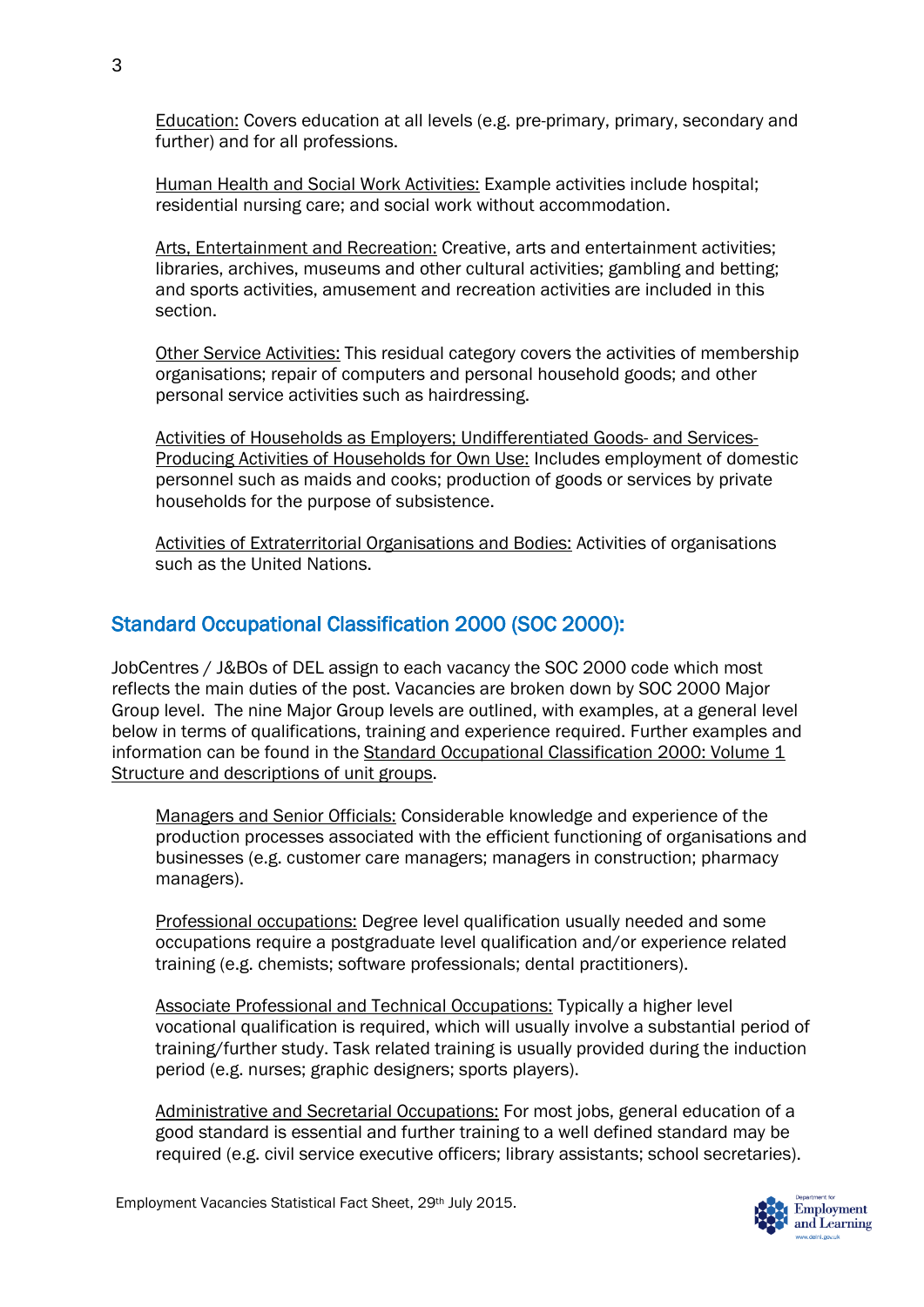Education: Covers education at all levels (e.g. pre-primary, primary, secondary and further) and for all professions.

Human Health and Social Work Activities: Example activities include hospital; residential nursing care; and social work without accommodation.

Arts, Entertainment and Recreation: Creative, arts and entertainment activities; libraries, archives, museums and other cultural activities; gambling and betting; and sports activities, amusement and recreation activities are included in this section.

Other Service Activities: This residual category covers the activities of membership organisations; repair of computers and personal household goods; and other personal service activities such as hairdressing.

Activities of Households as Employers; Undifferentiated Goods- and Services-Producing Activities of Households for Own Use: Includes employment of domestic personnel such as maids and cooks; production of goods or services by private households for the purpose of subsistence.

Activities of Extraterritorial Organisations and Bodies: Activities of organisations such as the United Nations.

## Standard Occupational Classification 2000 (SOC 2000):

JobCentres / J&BOs of DEL assign to each vacancy the SOC 2000 code which most reflects the main duties of the post. Vacancies are broken down by SOC 2000 Major Group level. The nine Major Group levels are outlined, with examples, at a general level below in terms of qualifications, training and experience required. Further examples and information can be found in the Standard Occupational Classification 2000: Volume 1 Structure and descriptions of unit groups.

Managers and Senior Officials: Considerable knowledge and experience of the production processes associated with the efficient functioning of organisations and businesses (e.g. customer care managers; managers in construction; pharmacy managers).

Professional occupations: Degree level qualification usually needed and some occupations require a postgraduate level qualification and/or experience related training (e.g. chemists; software professionals; dental practitioners).

Associate Professional and Technical Occupations: Typically a higher level vocational qualification is required, which will usually involve a substantial period of training/further study. Task related training is usually provided during the induction period (e.g. nurses; graphic designers; sports players).

Administrative and Secretarial Occupations: For most jobs, general education of a good standard is essential and further training to a well defined standard may be required (e.g. civil service executive officers; library assistants; school secretaries).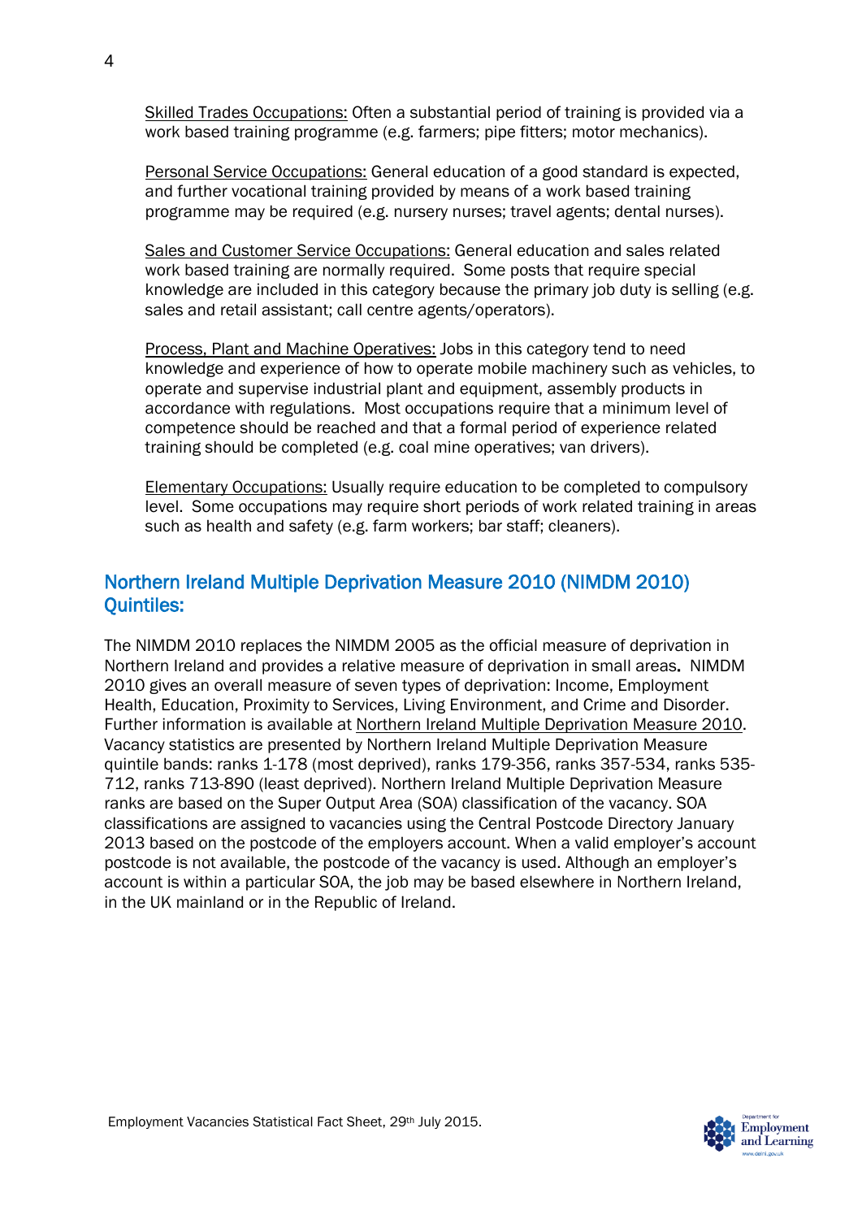Skilled Trades Occupations: Often a substantial period of training is provided via a work based training programme (e.g. farmers; pipe fitters; motor mechanics).

Personal Service Occupations: General education of a good standard is expected, and further vocational training provided by means of a work based training programme may be required (e.g. nursery nurses; travel agents; dental nurses).

Sales and Customer Service Occupations: General education and sales related work based training are normally required. Some posts that require special knowledge are included in this category because the primary job duty is selling (e.g. sales and retail assistant; call centre agents/operators).

Process, Plant and Machine Operatives: Jobs in this category tend to need knowledge and experience of how to operate mobile machinery such as vehicles, to operate and supervise industrial plant and equipment, assembly products in accordance with regulations. Most occupations require that a minimum level of competence should be reached and that a formal period of experience related training should be completed (e.g. coal mine operatives; van drivers).

Elementary Occupations: Usually require education to be completed to compulsory level. Some occupations may require short periods of work related training in areas such as health and safety (e.g. farm workers; bar staff; cleaners).

## Northern Ireland Multiple Deprivation Measure 2010 (NIMDM 2010) Quintiles:

The NIMDM 2010 replaces the NIMDM 2005 as the official measure of deprivation in Northern Ireland and provides a relative measure of deprivation in small areas**.** NIMDM 2010 gives an overall measure of seven types of deprivation: Income, Employment Health, Education, Proximity to Services, Living Environment, and Crime and Disorder. Further information is available at Northern Ireland Multiple Deprivation Measure 2010. Vacancy statistics are presented by Northern Ireland Multiple Deprivation Measure quintile bands: ranks 1-178 (most deprived), ranks 179-356, ranks 357-534, ranks 535-712, ranks 713-890 (least deprived). Northern Ireland Multiple Deprivation Measure ranks are based on the Super Output Area (SOA) classification of the vacancy. SOA classifications are assigned to vacancies using the Central Postcode Directory January 2013 based on the postcode of the employers account. When a valid employer's account postcode is not available, the postcode of the vacancy is used. Although an employer's account is within a particular SOA, the job may be based elsewhere in Northern Ireland, in the UK mainland or in the Republic of Ireland.